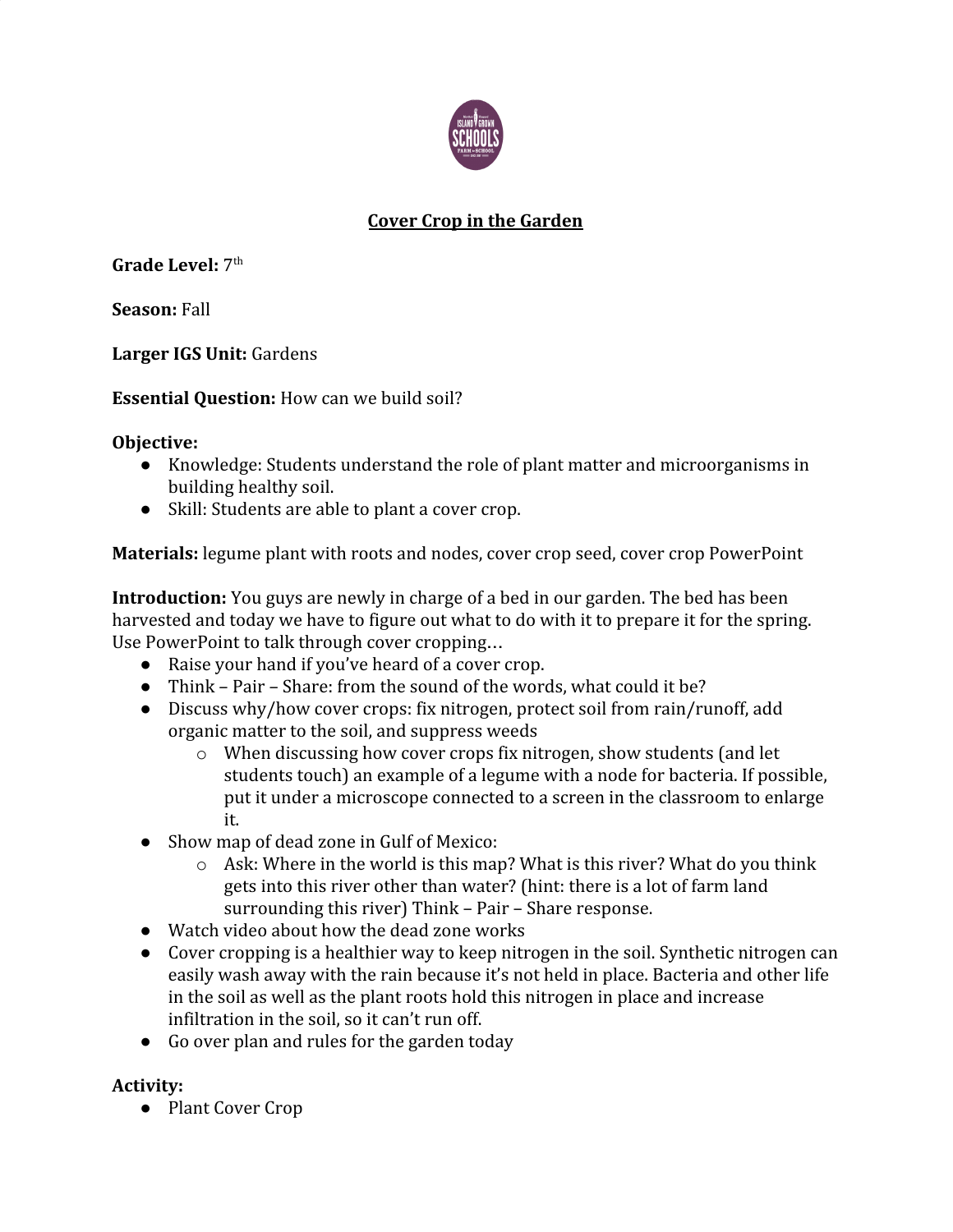# Cover Crop in the Garden

**Grade Level:** 7th

**Season:** Fall

**Larger IGS Unit:** Gardens

**Essential Question:** How can we build soil?

**Objective:**

- Knowledge: Students understand the role of plant matter and microorganisms in building healthy soil.
- Skill: Students are able to plant a cover crop.

**Materials:** legume plant with roots and nodes, cover crop seed, cover crop PowerPoint

**Introduction:** You guys are newly in charge of a bed in our garden. The bed has been harvested and today we have to figure out what to do with it to prepare it for the spring. Use PowerPoint to talk through cover cropping…

- Raise your hand if you've heard of a cover crop.
- Think – Pair – Share: from the sound of the words, what could it be?
- Discuss why/how cover crops: fix nitrogen, protect soil from rain/runoff, add organic matter to the soil, and suppress weeds
    - When discussing how cover crops fix nitrogen, show students (and let students touch) an example of a legume with a node for bacteria. If possible, put it under a microscope connected to a screen in the classroom to enlarge it.
- Show map of dead zone in Gulf of Mexico:
    - Ask: Where in the world is this map? What is this river? What do you think gets into this river other than water? (hint: there is a lot of farm land surrounding this river) Think – Pair – Share response.
- Watch video about how the dead zone works
- Cover cropping is a healthier way to keep nitrogen in the soil. Synthetic nitrogen can easily wash away with the rain because it's not held in place. Bacteria and other life in the soil as well as the plant roots hold this nitrogen in place and increase infiltration in the soil, so it can't run off.
- Go over plan and rules for the garden today

**Activity:**

- Plant Cover Crop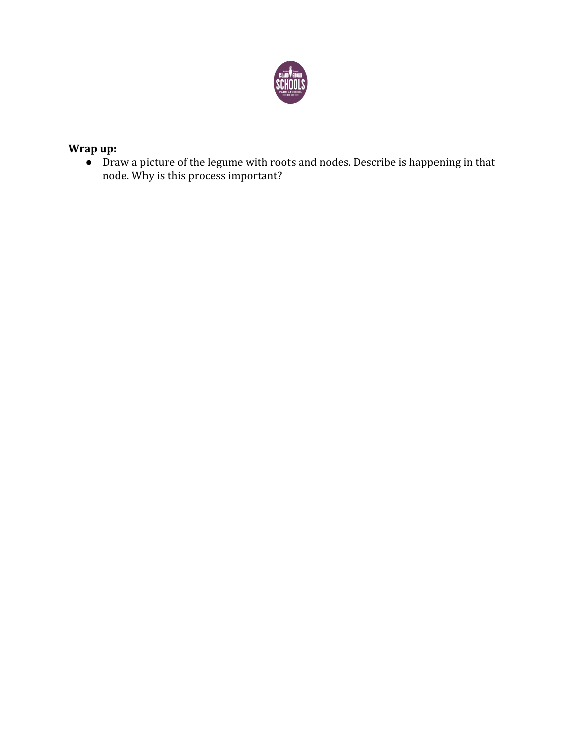**Wrap up:**

- Draw a picture of the legume with roots and nodes. Describe is happening in that node. Why is this process important?